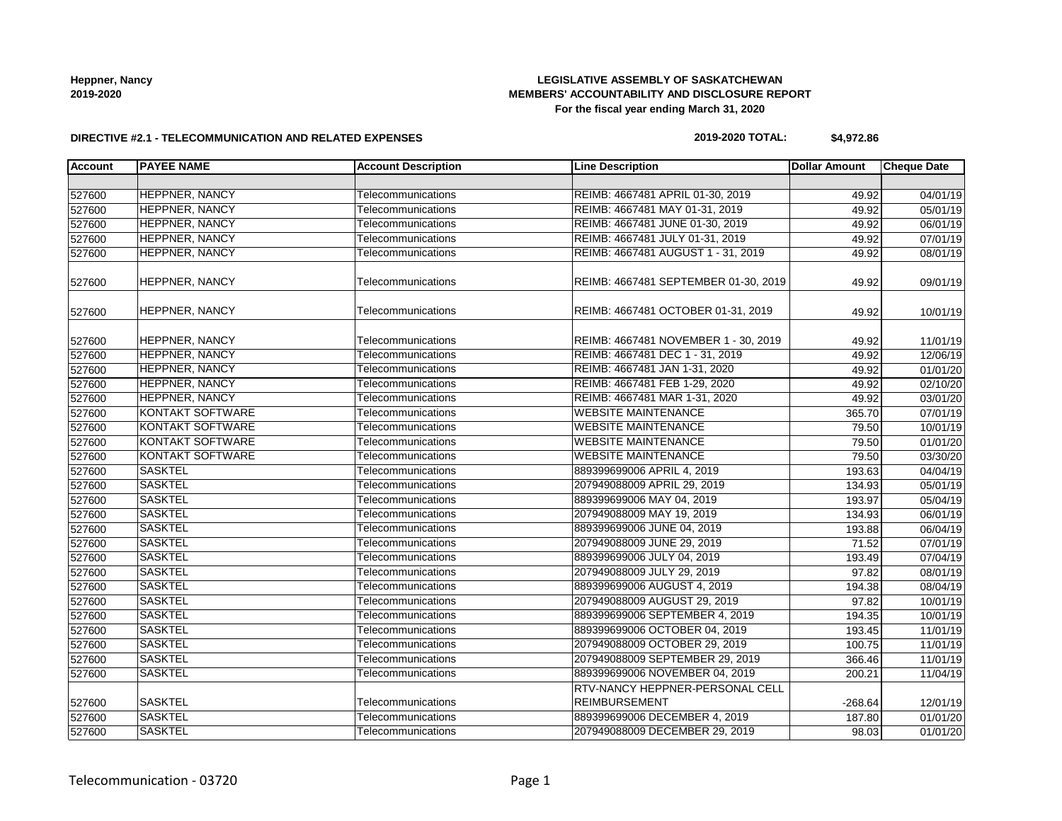Heppner, Nancy
2019-2020

**LEGISLATIVE ASSEMBLY OF SASKATCHEWAN**
**MEMBERS' ACCOUNTABILITY AND DISCLOSURE REPORT**
**For the fiscal year ending March 31, 2020**

**DIRECTIVE #2.1 - TELECOMMUNICATION AND RELATED EXPENSES**

**2019-2020 TOTAL: $4,972.86**

| Account | PAYEE NAME | Account Description | Line Description | Dollar Amount | Cheque Date |
|---|---|---|---|---|---|
| | | | | | |
| 527600 | HEPPNER, NANCY | Telecommunications | REIMB: 4667481 APRIL 01-30, 2019 | 49.92 | 04/01/19 |
| 527600 | HEPPNER, NANCY | Telecommunications | REIMB: 4667481 MAY 01-31, 2019 | 49.92 | 05/01/19 |
| 527600 | HEPPNER, NANCY | Telecommunications | REIMB: 4667481 JUNE 01-30, 2019 | 49.92 | 06/01/19 |
| 527600 | HEPPNER, NANCY | Telecommunications | REIMB: 4667481 JULY 01-31, 2019 | 49.92 | 07/01/19 |
| 527600 | HEPPNER, NANCY | Telecommunications | REIMB: 4667481 AUGUST 1 - 31, 2019 | 49.92 | 08/01/19 |
| 527600 | HEPPNER, NANCY | Telecommunications | REIMB: 4667481 SEPTEMBER 01-30, 2019 | 49.92 | 09/01/19 |
| 527600 | HEPPNER, NANCY | Telecommunications | REIMB: 4667481 OCTOBER 01-31, 2019 | 49.92 | 10/01/19 |
| 527600 | HEPPNER, NANCY | Telecommunications | REIMB: 4667481 NOVEMBER 1 - 30, 2019 | 49.92 | 11/01/19 |
| 527600 | HEPPNER, NANCY | Telecommunications | REIMB: 4667481 DEC 1 - 31, 2019 | 49.92 | 12/06/19 |
| 527600 | HEPPNER, NANCY | Telecommunications | REIMB: 4667481 JAN 1-31, 2020 | 49.92 | 01/01/20 |
| 527600 | HEPPNER, NANCY | Telecommunications | REIMB: 4667481 FEB 1-29, 2020 | 49.92 | 02/10/20 |
| 527600 | HEPPNER, NANCY | Telecommunications | REIMB: 4667481 MAR 1-31, 2020 | 49.92 | 03/01/20 |
| 527600 | KONTAKT SOFTWARE | Telecommunications | WEBSITE MAINTENANCE | 365.70 | 07/01/19 |
| 527600 | KONTAKT SOFTWARE | Telecommunications | WEBSITE MAINTENANCE | 79.50 | 10/01/19 |
| 527600 | KONTAKT SOFTWARE | Telecommunications | WEBSITE MAINTENANCE | 79.50 | 01/01/20 |
| 527600 | KONTAKT SOFTWARE | Telecommunications | WEBSITE MAINTENANCE | 79.50 | 03/30/20 |
| 527600 | SASKTEL | Telecommunications | 889399699006 APRIL 4, 2019 | 193.63 | 04/04/19 |
| 527600 | SASKTEL | Telecommunications | 207949088009 APRIL 29, 2019 | 134.93 | 05/01/19 |
| 527600 | SASKTEL | Telecommunications | 889399699006 MAY 04, 2019 | 193.97 | 05/04/19 |
| 527600 | SASKTEL | Telecommunications | 207949088009 MAY 19, 2019 | 134.93 | 06/01/19 |
| 527600 | SASKTEL | Telecommunications | 889399699006 JUNE 04, 2019 | 193.88 | 06/04/19 |
| 527600 | SASKTEL | Telecommunications | 207949088009 JUNE 29, 2019 | 71.52 | 07/01/19 |
| 527600 | SASKTEL | Telecommunications | 889399699006 JULY 04, 2019 | 193.49 | 07/04/19 |
| 527600 | SASKTEL | Telecommunications | 207949088009 JULY 29, 2019 | 97.82 | 08/01/19 |
| 527600 | SASKTEL | Telecommunications | 889399699006 AUGUST 4, 2019 | 194.38 | 08/04/19 |
| 527600 | SASKTEL | Telecommunications | 207949088009 AUGUST 29, 2019 | 97.82 | 10/01/19 |
| 527600 | SASKTEL | Telecommunications | 889399699006 SEPTEMBER 4, 2019 | 194.35 | 10/01/19 |
| 527600 | SASKTEL | Telecommunications | 889399699006 OCTOBER 04, 2019 | 193.45 | 11/01/19 |
| 527600 | SASKTEL | Telecommunications | 207949088009 OCTOBER 29, 2019 | 100.75 | 11/01/19 |
| 527600 | SASKTEL | Telecommunications | 207949088009 SEPTEMBER 29, 2019 | 366.46 | 11/01/19 |
| 527600 | SASKTEL | Telecommunications | 889399699006 NOVEMBER 04, 2019 | 200.21 | 11/04/19 |
| 527600 | SASKTEL | Telecommunications | RTV-NANCY HEPPNER-PERSONAL CELL REIMBURSEMENT | -268.64 | 12/01/19 |
| 527600 | SASKTEL | Telecommunications | 889399699006 DECEMBER 4, 2019 | 187.80 | 01/01/20 |
| 527600 | SASKTEL | Telecommunications | 207949088009 DECEMBER 29, 2019 | 98.03 | 01/01/20 |

Telecommunication - 03720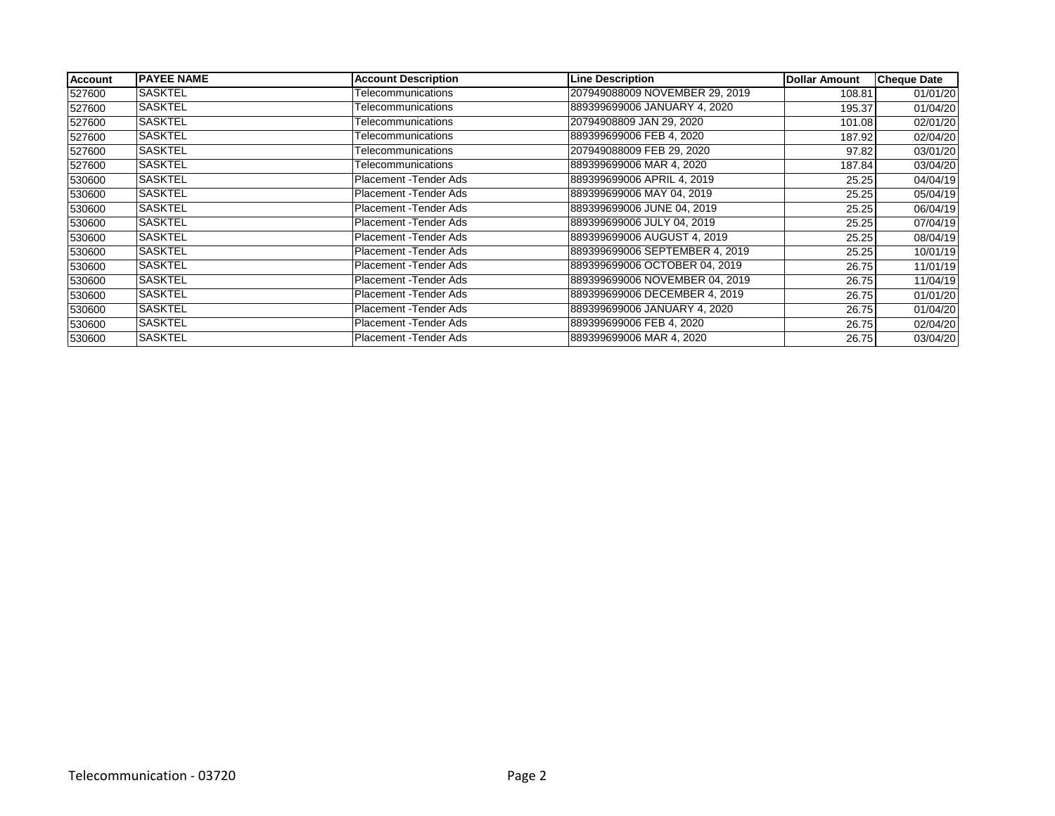| Account | PAYEE NAME | Account Description | Line Description | Dollar Amount | Cheque Date |
|---|---|---|---|---|---|
| 527600 | SASKTEL | Telecommunications | 207949088009 NOVEMBER 29, 2019 | 108.81 | 01/01/20 |
| 527600 | SASKTEL | Telecommunications | 889399699006 JANUARY 4, 2020 | 195.37 | 01/04/20 |
| 527600 | SASKTEL | Telecommunications | 20794908809 JAN 29, 2020 | 101.08 | 02/01/20 |
| 527600 | SASKTEL | Telecommunications | 889399699006 FEB 4, 2020 | 187.92 | 02/04/20 |
| 527600 | SASKTEL | Telecommunications | 207949088009 FEB 29, 2020 | 97.82 | 03/01/20 |
| 527600 | SASKTEL | Telecommunications | 889399699006 MAR 4, 2020 | 187.84 | 03/04/20 |
| 530600 | SASKTEL | Placement -Tender Ads | 889399699006 APRIL 4, 2019 | 25.25 | 04/04/19 |
| 530600 | SASKTEL | Placement -Tender Ads | 889399699006 MAY 04, 2019 | 25.25 | 05/04/19 |
| 530600 | SASKTEL | Placement -Tender Ads | 889399699006 JUNE 04, 2019 | 25.25 | 06/04/19 |
| 530600 | SASKTEL | Placement -Tender Ads | 889399699006 JULY 04, 2019 | 25.25 | 07/04/19 |
| 530600 | SASKTEL | Placement -Tender Ads | 889399699006 AUGUST 4, 2019 | 25.25 | 08/04/19 |
| 530600 | SASKTEL | Placement -Tender Ads | 889399699006 SEPTEMBER 4, 2019 | 25.25 | 10/01/19 |
| 530600 | SASKTEL | Placement -Tender Ads | 889399699006 OCTOBER 04, 2019 | 26.75 | 11/01/19 |
| 530600 | SASKTEL | Placement -Tender Ads | 889399699006 NOVEMBER 04, 2019 | 26.75 | 11/04/19 |
| 530600 | SASKTEL | Placement -Tender Ads | 889399699006 DECEMBER 4, 2019 | 26.75 | 01/01/20 |
| 530600 | SASKTEL | Placement -Tender Ads | 889399699006 JANUARY 4, 2020 | 26.75 | 01/04/20 |
| 530600 | SASKTEL | Placement -Tender Ads | 889399699006 FEB 4, 2020 | 26.75 | 02/04/20 |
| 530600 | SASKTEL | Placement -Tender Ads | 889399699006 MAR 4, 2020 | 26.75 | 03/04/20 |

Telecommunication - 03720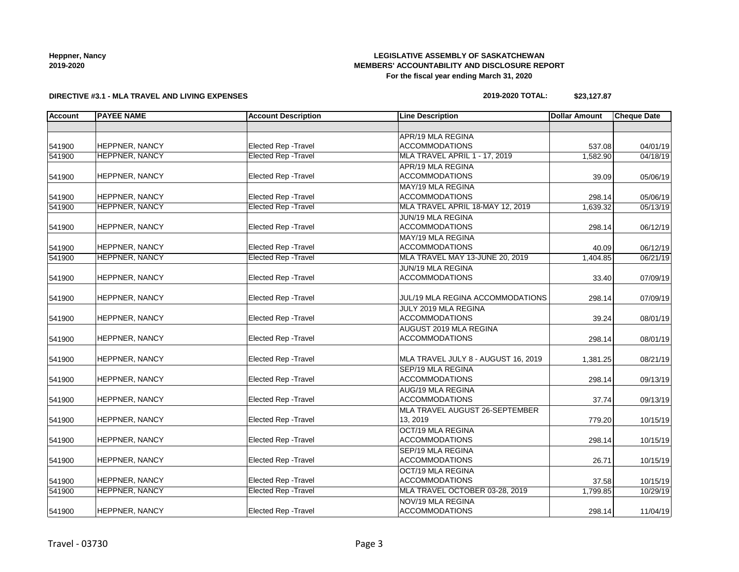**Heppner, Nancy**
**2019-2020**

**LEGISLATIVE ASSEMBLY OF SASKATCHEWAN**
**MEMBERS' ACCOUNTABILITY AND DISCLOSURE REPORT**
**For the fiscal year ending March 31, 2020**

**DIRECTIVE #3.1 - MLA TRAVEL AND LIVING EXPENSES**

**2019-2020 TOTAL: $23,127.87**

| Account | PAYEE NAME | Account Description | Line Description | Dollar Amount | Cheque Date |
|---|---|---|---|---|---|
| | | | | | |
| 541900 | HEPPNER, NANCY | Elected Rep -Travel | APR/19 MLA REGINA ACCOMMODATIONS | 537.08 | 04/01/19 |
| 541900 | HEPPNER, NANCY | Elected Rep -Travel | MLA TRAVEL APRIL 1 - 17, 2019 | 1,582.90 | 04/18/19 |
| 541900 | HEPPNER, NANCY | Elected Rep -Travel | APR/19 MLA REGINA ACCOMMODATIONS | 39.09 | 05/06/19 |
| 541900 | HEPPNER, NANCY | Elected Rep -Travel | MAY/19 MLA REGINA ACCOMMODATIONS | 298.14 | 05/06/19 |
| 541900 | HEPPNER, NANCY | Elected Rep -Travel | MLA TRAVEL APRIL 18-MAY 12, 2019 | 1,639.32 | 05/13/19 |
| 541900 | HEPPNER, NANCY | Elected Rep -Travel | JUN/19 MLA REGINA ACCOMMODATIONS | 298.14 | 06/12/19 |
| 541900 | HEPPNER, NANCY | Elected Rep -Travel | MAY/19 MLA REGINA ACCOMMODATIONS | 40.09 | 06/12/19 |
| 541900 | HEPPNER, NANCY | Elected Rep -Travel | MLA TRAVEL MAY 13-JUNE 20, 2019 | 1,404.85 | 06/21/19 |
| 541900 | HEPPNER, NANCY | Elected Rep -Travel | JUN/19 MLA REGINA ACCOMMODATIONS | 33.40 | 07/09/19 |
| 541900 | HEPPNER, NANCY | Elected Rep -Travel | JUL/19 MLA REGINA ACCOMMODATIONS | 298.14 | 07/09/19 |
| 541900 | HEPPNER, NANCY | Elected Rep -Travel | JULY 2019 MLA REGINA ACCOMMODATIONS | 39.24 | 08/01/19 |
| 541900 | HEPPNER, NANCY | Elected Rep -Travel | AUGUST 2019 MLA REGINA ACCOMMODATIONS | 298.14 | 08/01/19 |
| 541900 | HEPPNER, NANCY | Elected Rep -Travel | MLA TRAVEL JULY 8 - AUGUST 16, 2019 | 1,381.25 | 08/21/19 |
| 541900 | HEPPNER, NANCY | Elected Rep -Travel | SEP/19 MLA REGINA ACCOMMODATIONS | 298.14 | 09/13/19 |
| 541900 | HEPPNER, NANCY | Elected Rep -Travel | AUG/19 MLA REGINA ACCOMMODATIONS | 37.74 | 09/13/19 |
| 541900 | HEPPNER, NANCY | Elected Rep -Travel | MLA TRAVEL AUGUST 26-SEPTEMBER 13, 2019 | 779.20 | 10/15/19 |
| 541900 | HEPPNER, NANCY | Elected Rep -Travel | OCT/19 MLA REGINA ACCOMMODATIONS | 298.14 | 10/15/19 |
| 541900 | HEPPNER, NANCY | Elected Rep -Travel | SEP/19 MLA REGINA ACCOMMODATIONS | 26.71 | 10/15/19 |
| 541900 | HEPPNER, NANCY | Elected Rep -Travel | OCT/19 MLA REGINA ACCOMMODATIONS | 37.58 | 10/15/19 |
| 541900 | HEPPNER, NANCY | Elected Rep -Travel | MLA TRAVEL OCTOBER 03-28, 2019 | 1,799.85 | 10/29/19 |
| 541900 | HEPPNER, NANCY | Elected Rep -Travel | NOV/19 MLA REGINA ACCOMMODATIONS | 298.14 | 11/04/19 |

Travel - 03730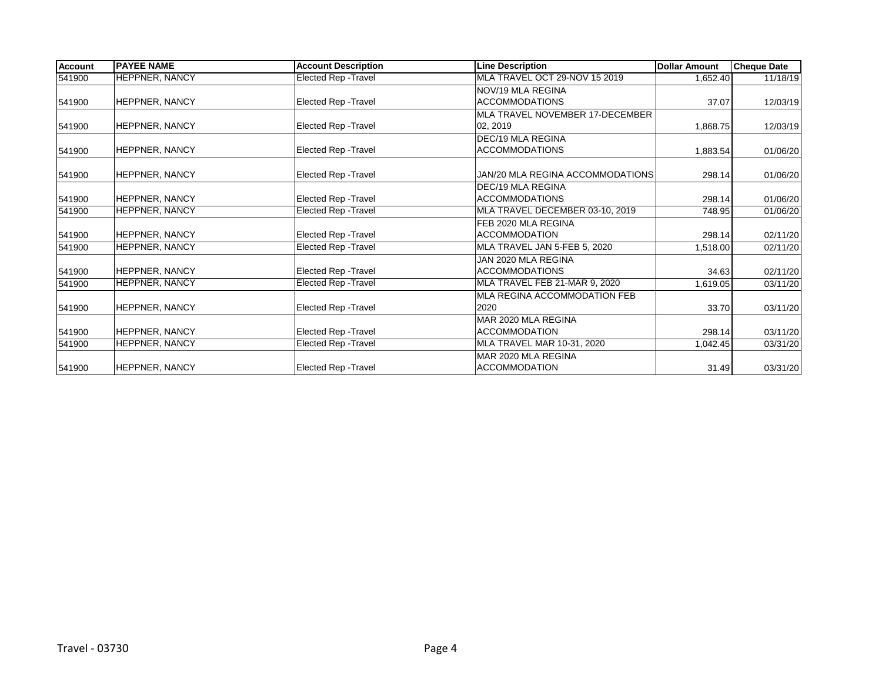| Account | PAYEE NAME | Account Description | Line Description | Dollar Amount | Cheque Date |
|---|---|---|---|---|---|
| 541900 | HEPPNER, NANCY | Elected Rep -Travel | MLA TRAVEL OCT 29-NOV 15 2019 | 1,652.40 | 11/18/19 |
| 541900 | HEPPNER, NANCY | Elected Rep -Travel | NOV/19 MLA REGINA ACCOMMODATIONS | 37.07 | 12/03/19 |
| 541900 | HEPPNER, NANCY | Elected Rep -Travel | MLA TRAVEL NOVEMBER 17-DECEMBER 02, 2019 | 1,868.75 | 12/03/19 |
| 541900 | HEPPNER, NANCY | Elected Rep -Travel | DEC/19 MLA REGINA ACCOMMODATIONS | 1,883.54 | 01/06/20 |
| 541900 | HEPPNER, NANCY | Elected Rep -Travel | JAN/20 MLA REGINA ACCOMMODATIONS | 298.14 | 01/06/20 |
| 541900 | HEPPNER, NANCY | Elected Rep -Travel | DEC/19 MLA REGINA ACCOMMODATIONS | 298.14 | 01/06/20 |
| 541900 | HEPPNER, NANCY | Elected Rep -Travel | MLA TRAVEL DECEMBER 03-10, 2019 | 748.95 | 01/06/20 |
| 541900 | HEPPNER, NANCY | Elected Rep -Travel | FEB 2020 MLA REGINA ACCOMMODATION | 298.14 | 02/11/20 |
| 541900 | HEPPNER, NANCY | Elected Rep -Travel | MLA TRAVEL JAN 5-FEB 5, 2020 | 1,518.00 | 02/11/20 |
| 541900 | HEPPNER, NANCY | Elected Rep -Travel | JAN 2020 MLA REGINA ACCOMMODATIONS | 34.63 | 02/11/20 |
| 541900 | HEPPNER, NANCY | Elected Rep -Travel | MLA TRAVEL FEB 21-MAR 9, 2020 | 1,619.05 | 03/11/20 |
| 541900 | HEPPNER, NANCY | Elected Rep -Travel | MLA REGINA ACCOMMODATION FEB 2020 | 33.70 | 03/11/20 |
| 541900 | HEPPNER, NANCY | Elected Rep -Travel | MAR 2020 MLA REGINA ACCOMMODATION | 298.14 | 03/11/20 |
| 541900 | HEPPNER, NANCY | Elected Rep -Travel | MLA TRAVEL MAR 10-31, 2020 | 1,042.45 | 03/31/20 |
| 541900 | HEPPNER, NANCY | Elected Rep -Travel | MAR 2020 MLA REGINA ACCOMMODATION | 31.49 | 03/31/20 |

Travel - 03730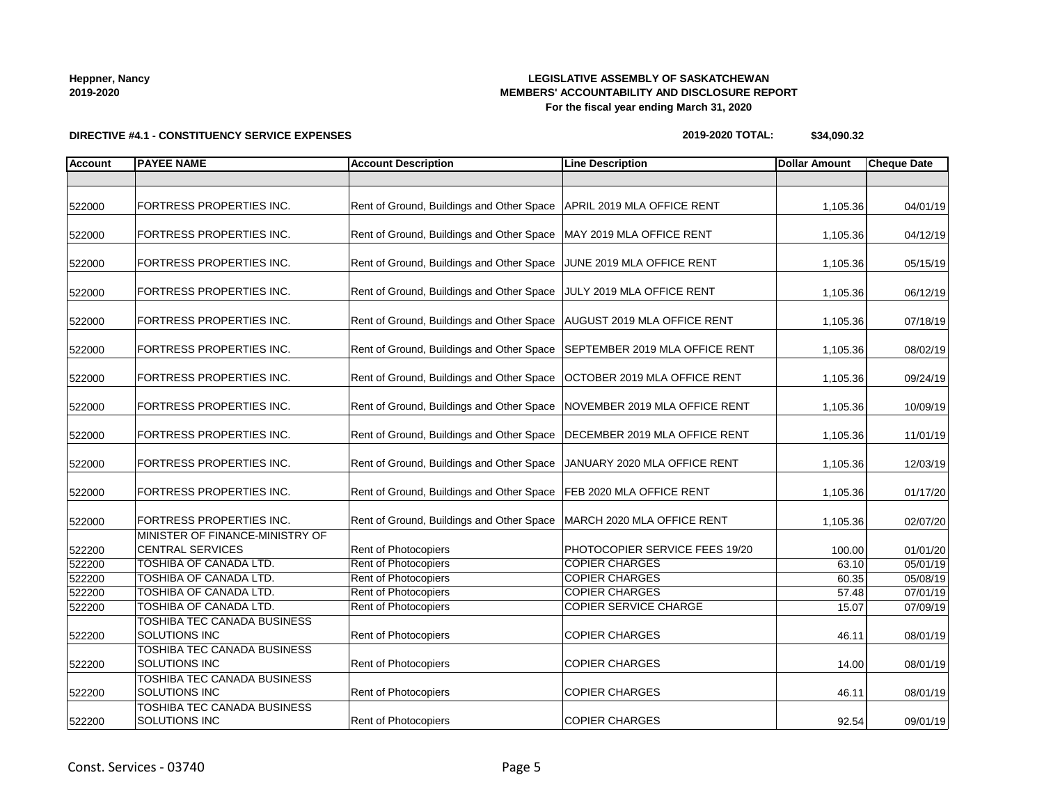**Heppner, Nancy**
**2019-2020**

**LEGISLATIVE ASSEMBLY OF SASKATCHEWAN**
**MEMBERS' ACCOUNTABILITY AND DISCLOSURE REPORT**
**For the fiscal year ending March 31, 2020**

**DIRECTIVE #4.1 - CONSTITUENCY SERVICE EXPENSES**

**2019-2020 TOTAL: $34,090.32**

| Account | PAYEE NAME | Account Description | Line Description | Dollar Amount | Cheque Date |
|---|---|---|---|---|---|
| | | | | | |
| 522000 | FORTRESS PROPERTIES INC. | Rent of Ground, Buildings and Other Space | APRIL 2019 MLA OFFICE RENT | 1,105.36 | 04/01/19 |
| 522000 | FORTRESS PROPERTIES INC. | Rent of Ground, Buildings and Other Space | MAY 2019 MLA OFFICE RENT | 1,105.36 | 04/12/19 |
| 522000 | FORTRESS PROPERTIES INC. | Rent of Ground, Buildings and Other Space | JUNE 2019 MLA OFFICE RENT | 1,105.36 | 05/15/19 |
| 522000 | FORTRESS PROPERTIES INC. | Rent of Ground, Buildings and Other Space | JULY 2019 MLA OFFICE RENT | 1,105.36 | 06/12/19 |
| 522000 | FORTRESS PROPERTIES INC. | Rent of Ground, Buildings and Other Space | AUGUST 2019 MLA OFFICE RENT | 1,105.36 | 07/18/19 |
| 522000 | FORTRESS PROPERTIES INC. | Rent of Ground, Buildings and Other Space | SEPTEMBER 2019 MLA OFFICE RENT | 1,105.36 | 08/02/19 |
| 522000 | FORTRESS PROPERTIES INC. | Rent of Ground, Buildings and Other Space | OCTOBER 2019 MLA OFFICE RENT | 1,105.36 | 09/24/19 |
| 522000 | FORTRESS PROPERTIES INC. | Rent of Ground, Buildings and Other Space | NOVEMBER 2019 MLA OFFICE RENT | 1,105.36 | 10/09/19 |
| 522000 | FORTRESS PROPERTIES INC. | Rent of Ground, Buildings and Other Space | DECEMBER 2019 MLA OFFICE RENT | 1,105.36 | 11/01/19 |
| 522000 | FORTRESS PROPERTIES INC. | Rent of Ground, Buildings and Other Space | JANUARY 2020 MLA OFFICE RENT | 1,105.36 | 12/03/19 |
| 522000 | FORTRESS PROPERTIES INC. | Rent of Ground, Buildings and Other Space | FEB 2020 MLA OFFICE RENT | 1,105.36 | 01/17/20 |
| 522000 | FORTRESS PROPERTIES INC. | Rent of Ground, Buildings and Other Space | MARCH 2020 MLA OFFICE RENT | 1,105.36 | 02/07/20 |
| 522200 | MINISTER OF FINANCE-MINISTRY OF CENTRAL SERVICES | Rent of Photocopiers | PHOTOCOPIER SERVICE FEES 19/20 | 100.00 | 01/01/20 |
| 522200 | TOSHIBA OF CANADA LTD. | Rent of Photocopiers | COPIER CHARGES | 63.10 | 05/01/19 |
| 522200 | TOSHIBA OF CANADA LTD. | Rent of Photocopiers | COPIER CHARGES | 60.35 | 05/08/19 |
| 522200 | TOSHIBA OF CANADA LTD. | Rent of Photocopiers | COPIER CHARGES | 57.48 | 07/01/19 |
| 522200 | TOSHIBA OF CANADA LTD. | Rent of Photocopiers | COPIER SERVICE CHARGE | 15.07 | 07/09/19 |
| 522200 | TOSHIBA TEC CANADA BUSINESS SOLUTIONS INC | Rent of Photocopiers | COPIER CHARGES | 46.11 | 08/01/19 |
| 522200 | TOSHIBA TEC CANADA BUSINESS SOLUTIONS INC | Rent of Photocopiers | COPIER CHARGES | 14.00 | 08/01/19 |
| 522200 | TOSHIBA TEC CANADA BUSINESS SOLUTIONS INC | Rent of Photocopiers | COPIER CHARGES | 46.11 | 08/01/19 |
| 522200 | TOSHIBA TEC CANADA BUSINESS SOLUTIONS INC | Rent of Photocopiers | COPIER CHARGES | 92.54 | 09/01/19 |

Const. Services - 03740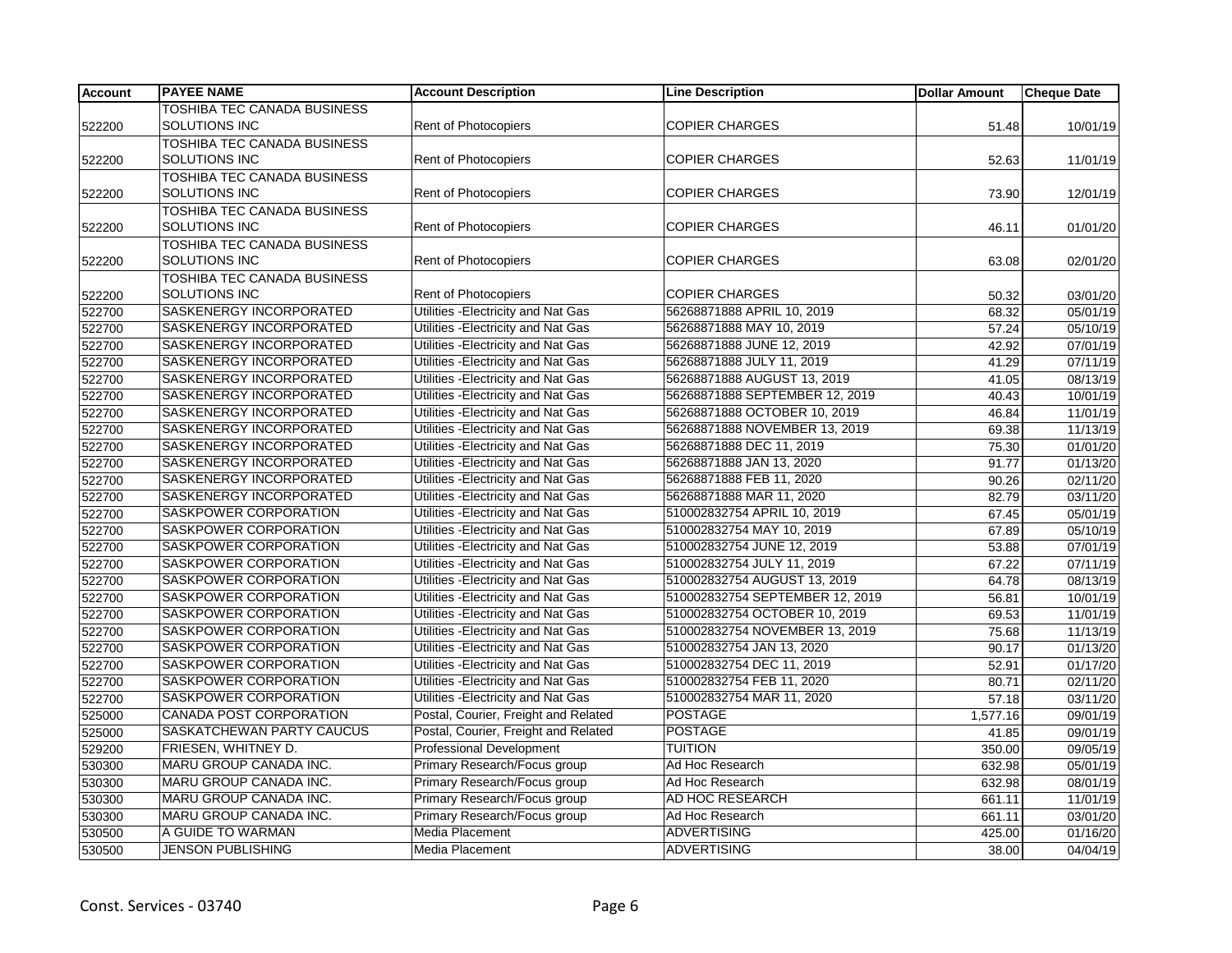| Account | PAYEE NAME | Account Description | Line Description | Dollar Amount | Cheque Date |
|---|---|---|---|---|---|
| 522200 | TOSHIBA TEC CANADA BUSINESS SOLUTIONS INC | Rent of Photocopiers | COPIER CHARGES | 51.48 | 10/01/19 |
| 522200 | TOSHIBA TEC CANADA BUSINESS SOLUTIONS INC | Rent of Photocopiers | COPIER CHARGES | 52.63 | 11/01/19 |
| 522200 | TOSHIBA TEC CANADA BUSINESS SOLUTIONS INC | Rent of Photocopiers | COPIER CHARGES | 73.90 | 12/01/19 |
| 522200 | TOSHIBA TEC CANADA BUSINESS SOLUTIONS INC | Rent of Photocopiers | COPIER CHARGES | 46.11 | 01/01/20 |
| 522200 | TOSHIBA TEC CANADA BUSINESS SOLUTIONS INC | Rent of Photocopiers | COPIER CHARGES | 63.08 | 02/01/20 |
| 522200 | TOSHIBA TEC CANADA BUSINESS SOLUTIONS INC | Rent of Photocopiers | COPIER CHARGES | 50.32 | 03/01/20 |
| 522700 | SASKENERGY INCORPORATED | Utilities -Electricity and Nat Gas | 56268871888 APRIL 10, 2019 | 68.32 | 05/01/19 |
| 522700 | SASKENERGY INCORPORATED | Utilities -Electricity and Nat Gas | 56268871888 MAY 10, 2019 | 57.24 | 05/10/19 |
| 522700 | SASKENERGY INCORPORATED | Utilities -Electricity and Nat Gas | 56268871888 JUNE 12, 2019 | 42.92 | 07/01/19 |
| 522700 | SASKENERGY INCORPORATED | Utilities -Electricity and Nat Gas | 56268871888 JULY 11, 2019 | 41.29 | 07/11/19 |
| 522700 | SASKENERGY INCORPORATED | Utilities -Electricity and Nat Gas | 56268871888 AUGUST 13, 2019 | 41.05 | 08/13/19 |
| 522700 | SASKENERGY INCORPORATED | Utilities -Electricity and Nat Gas | 56268871888 SEPTEMBER 12, 2019 | 40.43 | 10/01/19 |
| 522700 | SASKENERGY INCORPORATED | Utilities -Electricity and Nat Gas | 56268871888 OCTOBER 10, 2019 | 46.84 | 11/01/19 |
| 522700 | SASKENERGY INCORPORATED | Utilities -Electricity and Nat Gas | 56268871888 NOVEMBER 13, 2019 | 69.38 | 11/13/19 |
| 522700 | SASKENERGY INCORPORATED | Utilities -Electricity and Nat Gas | 56268871888 DEC 11, 2019 | 75.30 | 01/01/20 |
| 522700 | SASKENERGY INCORPORATED | Utilities -Electricity and Nat Gas | 56268871888 JAN 13, 2020 | 91.77 | 01/13/20 |
| 522700 | SASKENERGY INCORPORATED | Utilities -Electricity and Nat Gas | 56268871888 FEB 11, 2020 | 90.26 | 02/11/20 |
| 522700 | SASKENERGY INCORPORATED | Utilities -Electricity and Nat Gas | 56268871888 MAR 11, 2020 | 82.79 | 03/11/20 |
| 522700 | SASKPOWER CORPORATION | Utilities -Electricity and Nat Gas | 510002832754 APRIL 10, 2019 | 67.45 | 05/01/19 |
| 522700 | SASKPOWER CORPORATION | Utilities -Electricity and Nat Gas | 510002832754 MAY 10, 2019 | 67.89 | 05/10/19 |
| 522700 | SASKPOWER CORPORATION | Utilities -Electricity and Nat Gas | 510002832754 JUNE 12, 2019 | 53.88 | 07/01/19 |
| 522700 | SASKPOWER CORPORATION | Utilities -Electricity and Nat Gas | 510002832754 JULY 11, 2019 | 67.22 | 07/11/19 |
| 522700 | SASKPOWER CORPORATION | Utilities -Electricity and Nat Gas | 510002832754 AUGUST 13, 2019 | 64.78 | 08/13/19 |
| 522700 | SASKPOWER CORPORATION | Utilities -Electricity and Nat Gas | 510002832754 SEPTEMBER 12, 2019 | 56.81 | 10/01/19 |
| 522700 | SASKPOWER CORPORATION | Utilities -Electricity and Nat Gas | 510002832754 OCTOBER 10, 2019 | 69.53 | 11/01/19 |
| 522700 | SASKPOWER CORPORATION | Utilities -Electricity and Nat Gas | 510002832754 NOVEMBER 13, 2019 | 75.68 | 11/13/19 |
| 522700 | SASKPOWER CORPORATION | Utilities -Electricity and Nat Gas | 510002832754 JAN 13, 2020 | 90.17 | 01/13/20 |
| 522700 | SASKPOWER CORPORATION | Utilities -Electricity and Nat Gas | 510002832754 DEC 11, 2019 | 52.91 | 01/17/20 |
| 522700 | SASKPOWER CORPORATION | Utilities -Electricity and Nat Gas | 510002832754 FEB 11, 2020 | 80.71 | 02/11/20 |
| 522700 | SASKPOWER CORPORATION | Utilities -Electricity and Nat Gas | 510002832754 MAR 11, 2020 | 57.18 | 03/11/20 |
| 525000 | CANADA POST CORPORATION | Postal, Courier, Freight and Related | POSTAGE | 1,577.16 | 09/01/19 |
| 525000 | SASKATCHEWAN PARTY CAUCUS | Postal, Courier, Freight and Related | POSTAGE | 41.85 | 09/01/19 |
| 529200 | FRIESEN, WHITNEY D. | Professional Development | TUITION | 350.00 | 09/05/19 |
| 530300 | MARU GROUP CANADA INC. | Primary Research/Focus group | Ad Hoc Research | 632.98 | 05/01/19 |
| 530300 | MARU GROUP CANADA INC. | Primary Research/Focus group | Ad Hoc Research | 632.98 | 08/01/19 |
| 530300 | MARU GROUP CANADA INC. | Primary Research/Focus group | AD HOC RESEARCH | 661.11 | 11/01/19 |
| 530300 | MARU GROUP CANADA INC. | Primary Research/Focus group | Ad Hoc Research | 661.11 | 03/01/20 |
| 530500 | A GUIDE TO WARMAN | Media Placement | ADVERTISING | 425.00 | 01/16/20 |
| 530500 | JENSON PUBLISHING | Media Placement | ADVERTISING | 38.00 | 04/04/19 |

Const. Services - 03740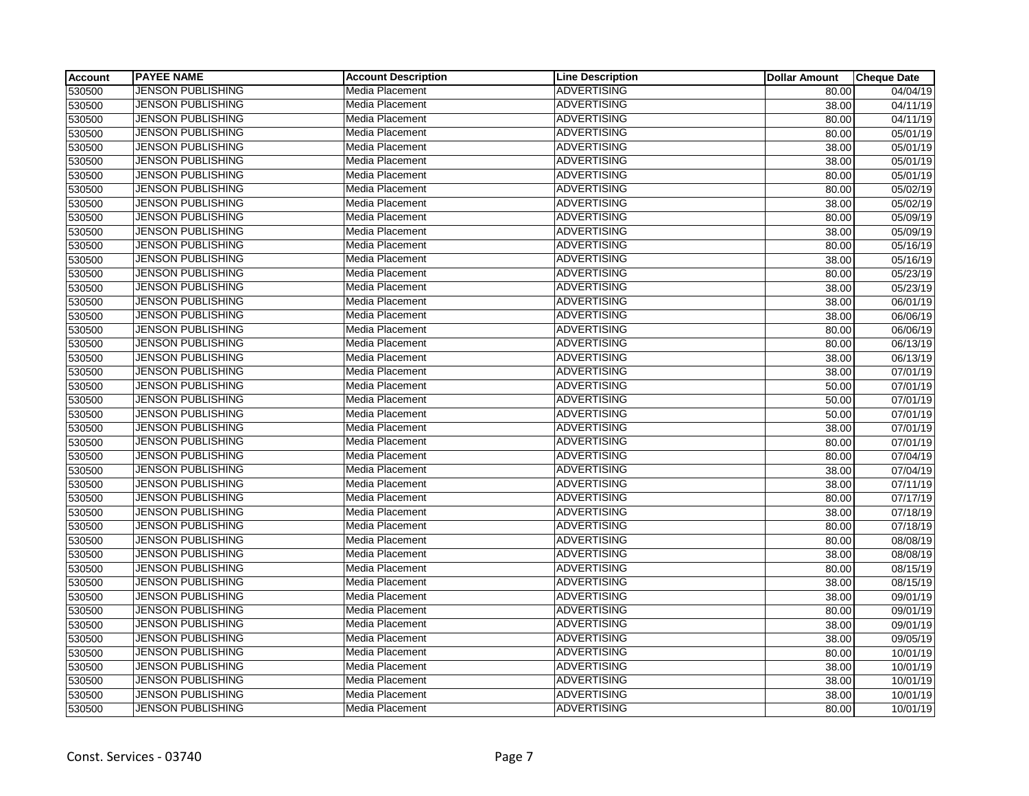| Account | PAYEE NAME | Account Description | Line Description | Dollar Amount | Cheque Date |
| --- | --- | --- | --- | --- | --- |
| 530500 | JENSON PUBLISHING | Media Placement | ADVERTISING | 80.00 | 04/04/19 |
| 530500 | JENSON PUBLISHING | Media Placement | ADVERTISING | 38.00 | 04/11/19 |
| 530500 | JENSON PUBLISHING | Media Placement | ADVERTISING | 80.00 | 04/11/19 |
| 530500 | JENSON PUBLISHING | Media Placement | ADVERTISING | 80.00 | 05/01/19 |
| 530500 | JENSON PUBLISHING | Media Placement | ADVERTISING | 38.00 | 05/01/19 |
| 530500 | JENSON PUBLISHING | Media Placement | ADVERTISING | 38.00 | 05/01/19 |
| 530500 | JENSON PUBLISHING | Media Placement | ADVERTISING | 80.00 | 05/01/19 |
| 530500 | JENSON PUBLISHING | Media Placement | ADVERTISING | 80.00 | 05/02/19 |
| 530500 | JENSON PUBLISHING | Media Placement | ADVERTISING | 38.00 | 05/02/19 |
| 530500 | JENSON PUBLISHING | Media Placement | ADVERTISING | 80.00 | 05/09/19 |
| 530500 | JENSON PUBLISHING | Media Placement | ADVERTISING | 38.00 | 05/09/19 |
| 530500 | JENSON PUBLISHING | Media Placement | ADVERTISING | 80.00 | 05/16/19 |
| 530500 | JENSON PUBLISHING | Media Placement | ADVERTISING | 38.00 | 05/16/19 |
| 530500 | JENSON PUBLISHING | Media Placement | ADVERTISING | 80.00 | 05/23/19 |
| 530500 | JENSON PUBLISHING | Media Placement | ADVERTISING | 38.00 | 05/23/19 |
| 530500 | JENSON PUBLISHING | Media Placement | ADVERTISING | 38.00 | 06/01/19 |
| 530500 | JENSON PUBLISHING | Media Placement | ADVERTISING | 38.00 | 06/06/19 |
| 530500 | JENSON PUBLISHING | Media Placement | ADVERTISING | 80.00 | 06/06/19 |
| 530500 | JENSON PUBLISHING | Media Placement | ADVERTISING | 80.00 | 06/13/19 |
| 530500 | JENSON PUBLISHING | Media Placement | ADVERTISING | 38.00 | 06/13/19 |
| 530500 | JENSON PUBLISHING | Media Placement | ADVERTISING | 38.00 | 07/01/19 |
| 530500 | JENSON PUBLISHING | Media Placement | ADVERTISING | 50.00 | 07/01/19 |
| 530500 | JENSON PUBLISHING | Media Placement | ADVERTISING | 50.00 | 07/01/19 |
| 530500 | JENSON PUBLISHING | Media Placement | ADVERTISING | 50.00 | 07/01/19 |
| 530500 | JENSON PUBLISHING | Media Placement | ADVERTISING | 38.00 | 07/01/19 |
| 530500 | JENSON PUBLISHING | Media Placement | ADVERTISING | 80.00 | 07/01/19 |
| 530500 | JENSON PUBLISHING | Media Placement | ADVERTISING | 80.00 | 07/04/19 |
| 530500 | JENSON PUBLISHING | Media Placement | ADVERTISING | 38.00 | 07/04/19 |
| 530500 | JENSON PUBLISHING | Media Placement | ADVERTISING | 38.00 | 07/11/19 |
| 530500 | JENSON PUBLISHING | Media Placement | ADVERTISING | 80.00 | 07/17/19 |
| 530500 | JENSON PUBLISHING | Media Placement | ADVERTISING | 38.00 | 07/18/19 |
| 530500 | JENSON PUBLISHING | Media Placement | ADVERTISING | 80.00 | 07/18/19 |
| 530500 | JENSON PUBLISHING | Media Placement | ADVERTISING | 80.00 | 08/08/19 |
| 530500 | JENSON PUBLISHING | Media Placement | ADVERTISING | 38.00 | 08/08/19 |
| 530500 | JENSON PUBLISHING | Media Placement | ADVERTISING | 80.00 | 08/15/19 |
| 530500 | JENSON PUBLISHING | Media Placement | ADVERTISING | 38.00 | 08/15/19 |
| 530500 | JENSON PUBLISHING | Media Placement | ADVERTISING | 38.00 | 09/01/19 |
| 530500 | JENSON PUBLISHING | Media Placement | ADVERTISING | 80.00 | 09/01/19 |
| 530500 | JENSON PUBLISHING | Media Placement | ADVERTISING | 38.00 | 09/01/19 |
| 530500 | JENSON PUBLISHING | Media Placement | ADVERTISING | 38.00 | 09/05/19 |
| 530500 | JENSON PUBLISHING | Media Placement | ADVERTISING | 80.00 | 10/01/19 |
| 530500 | JENSON PUBLISHING | Media Placement | ADVERTISING | 38.00 | 10/01/19 |
| 530500 | JENSON PUBLISHING | Media Placement | ADVERTISING | 38.00 | 10/01/19 |
| 530500 | JENSON PUBLISHING | Media Placement | ADVERTISING | 38.00 | 10/01/19 |
| 530500 | JENSON PUBLISHING | Media Placement | ADVERTISING | 80.00 | 10/01/19 |

Const. Services - 03740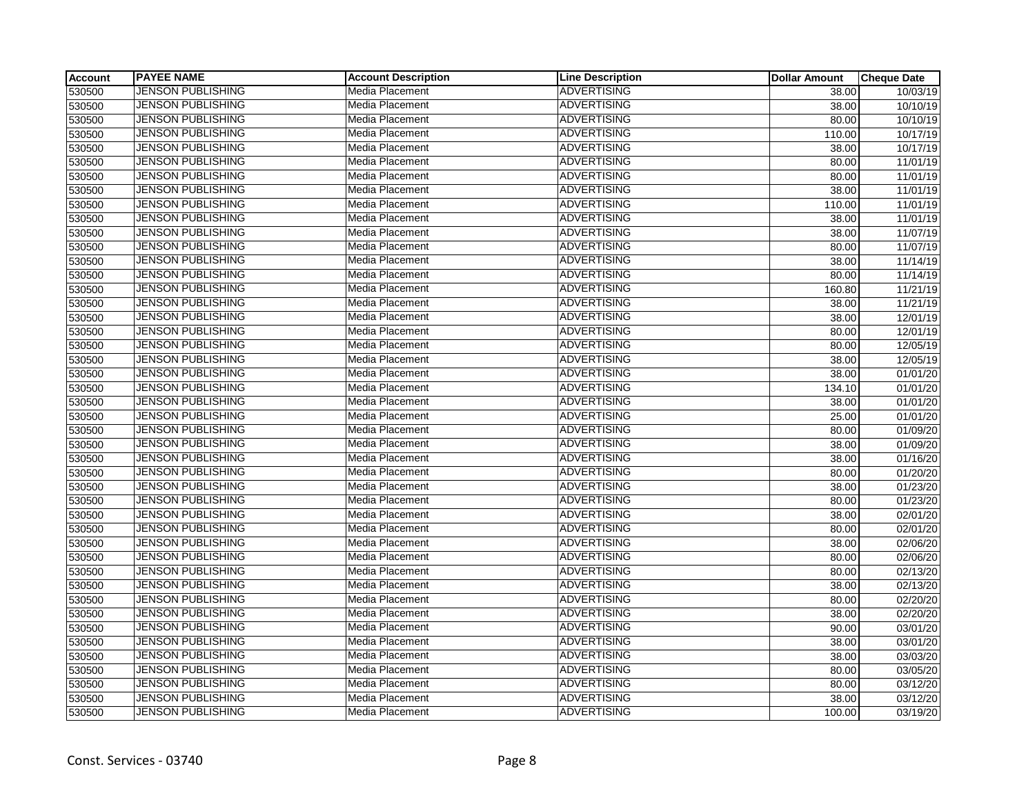| Account | PAYEE NAME | Account Description | Line Description | Dollar Amount | Cheque Date |
|---|---|---|---|---|---|
| 530500 | JENSON PUBLISHING | Media Placement | ADVERTISING | 38.00 | 10/03/19 |
| 530500 | JENSON PUBLISHING | Media Placement | ADVERTISING | 38.00 | 10/10/19 |
| 530500 | JENSON PUBLISHING | Media Placement | ADVERTISING | 80.00 | 10/10/19 |
| 530500 | JENSON PUBLISHING | Media Placement | ADVERTISING | 110.00 | 10/17/19 |
| 530500 | JENSON PUBLISHING | Media Placement | ADVERTISING | 38.00 | 10/17/19 |
| 530500 | JENSON PUBLISHING | Media Placement | ADVERTISING | 80.00 | 11/01/19 |
| 530500 | JENSON PUBLISHING | Media Placement | ADVERTISING | 80.00 | 11/01/19 |
| 530500 | JENSON PUBLISHING | Media Placement | ADVERTISING | 38.00 | 11/01/19 |
| 530500 | JENSON PUBLISHING | Media Placement | ADVERTISING | 110.00 | 11/01/19 |
| 530500 | JENSON PUBLISHING | Media Placement | ADVERTISING | 38.00 | 11/01/19 |
| 530500 | JENSON PUBLISHING | Media Placement | ADVERTISING | 38.00 | 11/07/19 |
| 530500 | JENSON PUBLISHING | Media Placement | ADVERTISING | 80.00 | 11/07/19 |
| 530500 | JENSON PUBLISHING | Media Placement | ADVERTISING | 38.00 | 11/14/19 |
| 530500 | JENSON PUBLISHING | Media Placement | ADVERTISING | 80.00 | 11/14/19 |
| 530500 | JENSON PUBLISHING | Media Placement | ADVERTISING | 160.80 | 11/21/19 |
| 530500 | JENSON PUBLISHING | Media Placement | ADVERTISING | 38.00 | 11/21/19 |
| 530500 | JENSON PUBLISHING | Media Placement | ADVERTISING | 38.00 | 12/01/19 |
| 530500 | JENSON PUBLISHING | Media Placement | ADVERTISING | 80.00 | 12/01/19 |
| 530500 | JENSON PUBLISHING | Media Placement | ADVERTISING | 80.00 | 12/05/19 |
| 530500 | JENSON PUBLISHING | Media Placement | ADVERTISING | 38.00 | 12/05/19 |
| 530500 | JENSON PUBLISHING | Media Placement | ADVERTISING | 38.00 | 01/01/20 |
| 530500 | JENSON PUBLISHING | Media Placement | ADVERTISING | 134.10 | 01/01/20 |
| 530500 | JENSON PUBLISHING | Media Placement | ADVERTISING | 38.00 | 01/01/20 |
| 530500 | JENSON PUBLISHING | Media Placement | ADVERTISING | 25.00 | 01/01/20 |
| 530500 | JENSON PUBLISHING | Media Placement | ADVERTISING | 80.00 | 01/09/20 |
| 530500 | JENSON PUBLISHING | Media Placement | ADVERTISING | 38.00 | 01/09/20 |
| 530500 | JENSON PUBLISHING | Media Placement | ADVERTISING | 38.00 | 01/16/20 |
| 530500 | JENSON PUBLISHING | Media Placement | ADVERTISING | 80.00 | 01/20/20 |
| 530500 | JENSON PUBLISHING | Media Placement | ADVERTISING | 38.00 | 01/23/20 |
| 530500 | JENSON PUBLISHING | Media Placement | ADVERTISING | 80.00 | 01/23/20 |
| 530500 | JENSON PUBLISHING | Media Placement | ADVERTISING | 38.00 | 02/01/20 |
| 530500 | JENSON PUBLISHING | Media Placement | ADVERTISING | 80.00 | 02/01/20 |
| 530500 | JENSON PUBLISHING | Media Placement | ADVERTISING | 38.00 | 02/06/20 |
| 530500 | JENSON PUBLISHING | Media Placement | ADVERTISING | 80.00 | 02/06/20 |
| 530500 | JENSON PUBLISHING | Media Placement | ADVERTISING | 80.00 | 02/13/20 |
| 530500 | JENSON PUBLISHING | Media Placement | ADVERTISING | 38.00 | 02/13/20 |
| 530500 | JENSON PUBLISHING | Media Placement | ADVERTISING | 80.00 | 02/20/20 |
| 530500 | JENSON PUBLISHING | Media Placement | ADVERTISING | 38.00 | 02/20/20 |
| 530500 | JENSON PUBLISHING | Media Placement | ADVERTISING | 90.00 | 03/01/20 |
| 530500 | JENSON PUBLISHING | Media Placement | ADVERTISING | 38.00 | 03/01/20 |
| 530500 | JENSON PUBLISHING | Media Placement | ADVERTISING | 38.00 | 03/03/20 |
| 530500 | JENSON PUBLISHING | Media Placement | ADVERTISING | 80.00 | 03/05/20 |
| 530500 | JENSON PUBLISHING | Media Placement | ADVERTISING | 80.00 | 03/12/20 |
| 530500 | JENSON PUBLISHING | Media Placement | ADVERTISING | 38.00 | 03/12/20 |
| 530500 | JENSON PUBLISHING | Media Placement | ADVERTISING | 100.00 | 03/19/20 |

Const. Services - 03740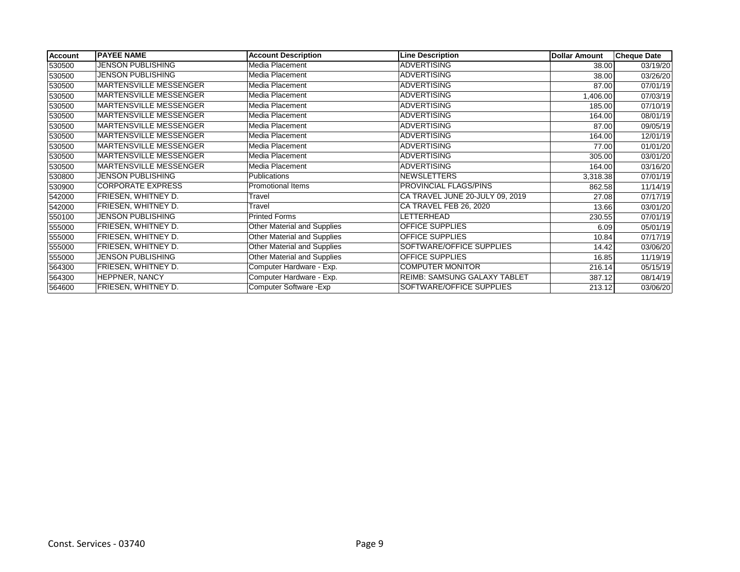| Account | PAYEE NAME | Account Description | Line Description | Dollar Amount | Cheque Date |
|---|---|---|---|---|---|
| 530500 | JENSON PUBLISHING | Media Placement | ADVERTISING | 38.00 | 03/19/20 |
| 530500 | JENSON PUBLISHING | Media Placement | ADVERTISING | 38.00 | 03/26/20 |
| 530500 | MARTENSVILLE MESSENGER | Media Placement | ADVERTISING | 87.00 | 07/01/19 |
| 530500 | MARTENSVILLE MESSENGER | Media Placement | ADVERTISING | 1,406.00 | 07/03/19 |
| 530500 | MARTENSVILLE MESSENGER | Media Placement | ADVERTISING | 185.00 | 07/10/19 |
| 530500 | MARTENSVILLE MESSENGER | Media Placement | ADVERTISING | 164.00 | 08/01/19 |
| 530500 | MARTENSVILLE MESSENGER | Media Placement | ADVERTISING | 87.00 | 09/05/19 |
| 530500 | MARTENSVILLE MESSENGER | Media Placement | ADVERTISING | 164.00 | 12/01/19 |
| 530500 | MARTENSVILLE MESSENGER | Media Placement | ADVERTISING | 77.00 | 01/01/20 |
| 530500 | MARTENSVILLE MESSENGER | Media Placement | ADVERTISING | 305.00 | 03/01/20 |
| 530500 | MARTENSVILLE MESSENGER | Media Placement | ADVERTISING | 164.00 | 03/16/20 |
| 530800 | JENSON PUBLISHING | Publications | NEWSLETTERS | 3,318.38 | 07/01/19 |
| 530900 | CORPORATE EXPRESS | Promotional Items | PROVINCIAL FLAGS/PINS | 862.58 | 11/14/19 |
| 542000 | FRIESEN, WHITNEY D. | Travel | CA TRAVEL JUNE 20-JULY 09, 2019 | 27.08 | 07/17/19 |
| 542000 | FRIESEN, WHITNEY D. | Travel | CA TRAVEL FEB 26, 2020 | 13.66 | 03/01/20 |
| 550100 | JENSON PUBLISHING | Printed Forms | LETTERHEAD | 230.55 | 07/01/19 |
| 555000 | FRIESEN, WHITNEY D. | Other Material and Supplies | OFFICE SUPPLIES | 6.09 | 05/01/19 |
| 555000 | FRIESEN, WHITNEY D. | Other Material and Supplies | OFFICE SUPPLIES | 10.84 | 07/17/19 |
| 555000 | FRIESEN, WHITNEY D. | Other Material and Supplies | SOFTWARE/OFFICE SUPPLIES | 14.42 | 03/06/20 |
| 555000 | JENSON PUBLISHING | Other Material and Supplies | OFFICE SUPPLIES | 16.85 | 11/19/19 |
| 564300 | FRIESEN, WHITNEY D. | Computer Hardware - Exp. | COMPUTER MONITOR | 216.14 | 05/15/19 |
| 564300 | HEPPNER, NANCY | Computer Hardware - Exp. | REIMB: SAMSUNG GALAXY TABLET | 387.12 | 08/14/19 |
| 564600 | FRIESEN, WHITNEY D. | Computer Software -Exp | SOFTWARE/OFFICE SUPPLIES | 213.12 | 03/06/20 |

Const. Services - 03740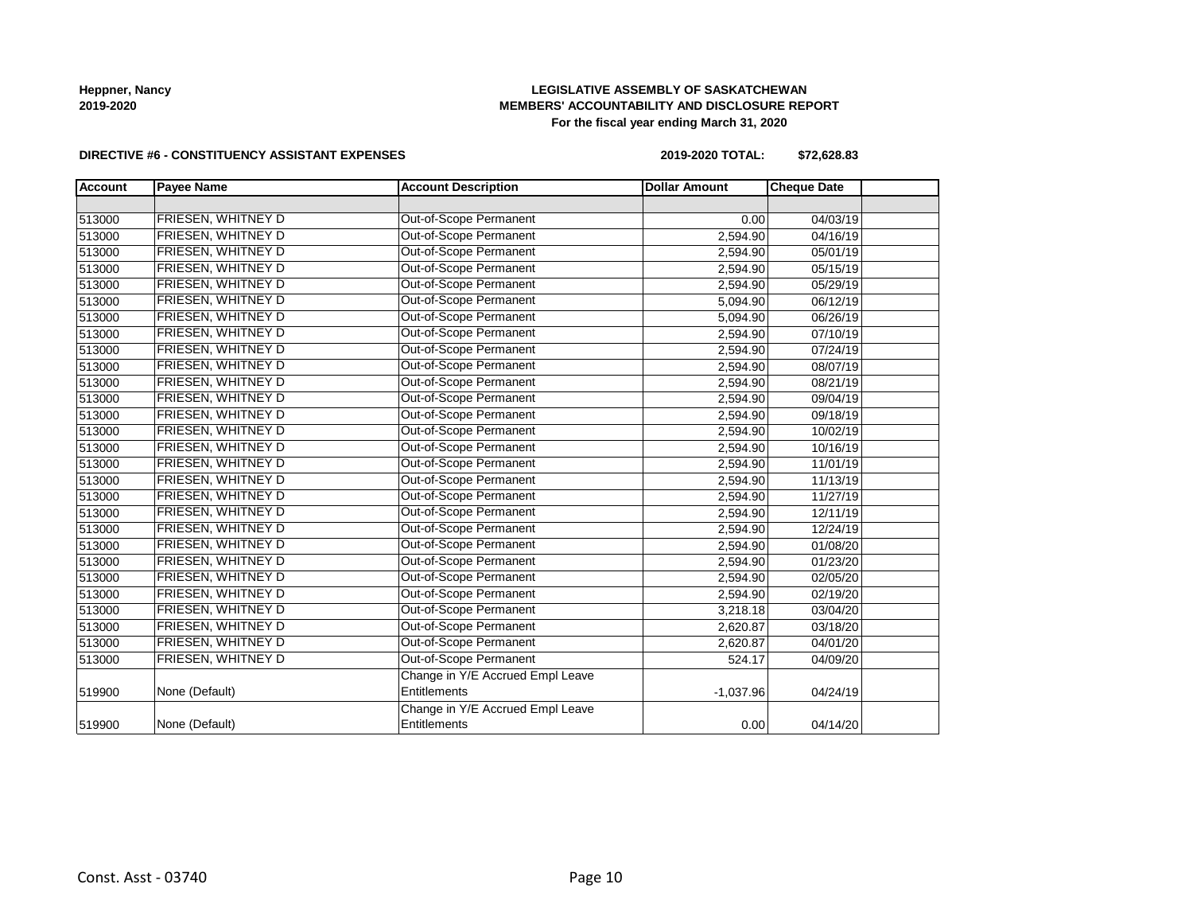**Heppner, Nancy**
**2019-2020**

**LEGISLATIVE ASSEMBLY OF SASKATCHEWAN**
**MEMBERS' ACCOUNTABILITY AND DISCLOSURE REPORT**
**For the fiscal year ending March 31, 2020**

**DIRECTIVE #6 - CONSTITUENCY ASSISTANT EXPENSES** **2019-2020 TOTAL: $72,628.83**

| Account | Payee Name | Account Description | Dollar Amount | Cheque Date | |
|---|---|---|---|---|---|
| | | | | | |
| 513000 | FRIESEN, WHITNEY D | Out-of-Scope Permanent | 0.00 | 04/03/19 | |
| 513000 | FRIESEN, WHITNEY D | Out-of-Scope Permanent | 2,594.90 | 04/16/19 | |
| 513000 | FRIESEN, WHITNEY D | Out-of-Scope Permanent | 2,594.90 | 05/01/19 | |
| 513000 | FRIESEN, WHITNEY D | Out-of-Scope Permanent | 2,594.90 | 05/15/19 | |
| 513000 | FRIESEN, WHITNEY D | Out-of-Scope Permanent | 2,594.90 | 05/29/19 | |
| 513000 | FRIESEN, WHITNEY D | Out-of-Scope Permanent | 5,094.90 | 06/12/19 | |
| 513000 | FRIESEN, WHITNEY D | Out-of-Scope Permanent | 5,094.90 | 06/26/19 | |
| 513000 | FRIESEN, WHITNEY D | Out-of-Scope Permanent | 2,594.90 | 07/10/19 | |
| 513000 | FRIESEN, WHITNEY D | Out-of-Scope Permanent | 2,594.90 | 07/24/19 | |
| 513000 | FRIESEN, WHITNEY D | Out-of-Scope Permanent | 2,594.90 | 08/07/19 | |
| 513000 | FRIESEN, WHITNEY D | Out-of-Scope Permanent | 2,594.90 | 08/21/19 | |
| 513000 | FRIESEN, WHITNEY D | Out-of-Scope Permanent | 2,594.90 | 09/04/19 | |
| 513000 | FRIESEN, WHITNEY D | Out-of-Scope Permanent | 2,594.90 | 09/18/19 | |
| 513000 | FRIESEN, WHITNEY D | Out-of-Scope Permanent | 2,594.90 | 10/02/19 | |
| 513000 | FRIESEN, WHITNEY D | Out-of-Scope Permanent | 2,594.90 | 10/16/19 | |
| 513000 | FRIESEN, WHITNEY D | Out-of-Scope Permanent | 2,594.90 | 11/01/19 | |
| 513000 | FRIESEN, WHITNEY D | Out-of-Scope Permanent | 2,594.90 | 11/13/19 | |
| 513000 | FRIESEN, WHITNEY D | Out-of-Scope Permanent | 2,594.90 | 11/27/19 | |
| 513000 | FRIESEN, WHITNEY D | Out-of-Scope Permanent | 2,594.90 | 12/11/19 | |
| 513000 | FRIESEN, WHITNEY D | Out-of-Scope Permanent | 2,594.90 | 12/24/19 | |
| 513000 | FRIESEN, WHITNEY D | Out-of-Scope Permanent | 2,594.90 | 01/08/20 | |
| 513000 | FRIESEN, WHITNEY D | Out-of-Scope Permanent | 2,594.90 | 01/23/20 | |
| 513000 | FRIESEN, WHITNEY D | Out-of-Scope Permanent | 2,594.90 | 02/05/20 | |
| 513000 | FRIESEN, WHITNEY D | Out-of-Scope Permanent | 2,594.90 | 02/19/20 | |
| 513000 | FRIESEN, WHITNEY D | Out-of-Scope Permanent | 3,218.18 | 03/04/20 | |
| 513000 | FRIESEN, WHITNEY D | Out-of-Scope Permanent | 2,620.87 | 03/18/20 | |
| 513000 | FRIESEN, WHITNEY D | Out-of-Scope Permanent | 2,620.87 | 04/01/20 | |
| 513000 | FRIESEN, WHITNEY D | Out-of-Scope Permanent | 524.17 | 04/09/20 | |
| 519900 | None (Default) | Change in Y/E Accrued Empl Leave Entitlements | -1,037.96 | 04/24/19 | |
| 519900 | None (Default) | Change in Y/E Accrued Empl Leave Entitlements | 0.00 | 04/14/20 | |

Const. Asst - 03740